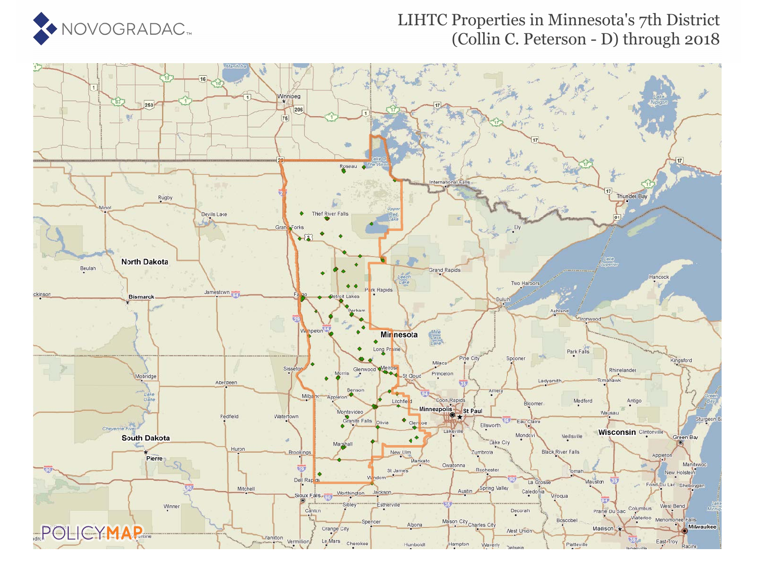# LIHTC Properties in Minnesota's 7th District (Collin C. Peterson - D) through 2018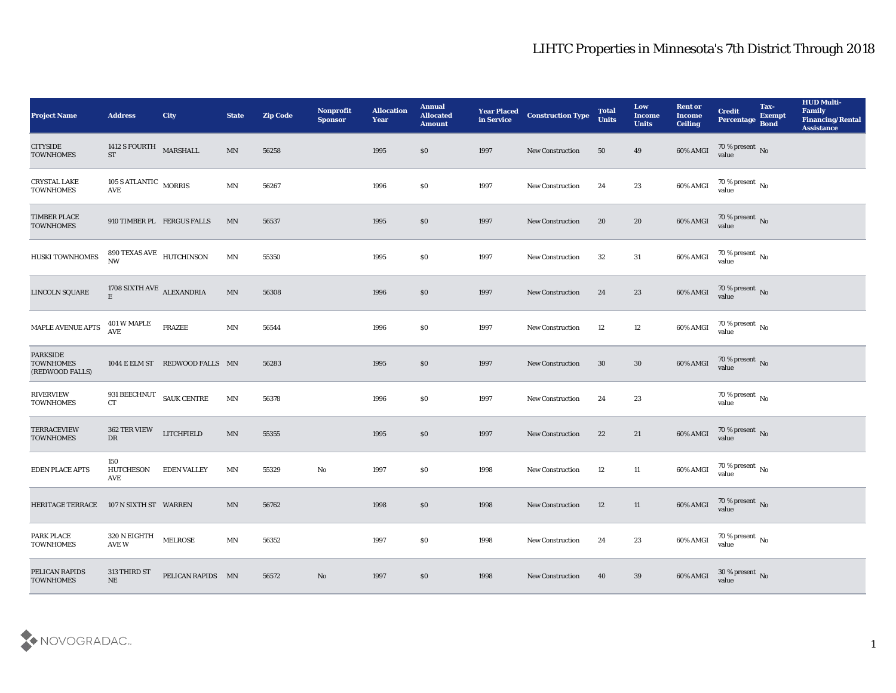# LIHTC Properties in Minnesota's 7th District Through 2018

| Project Name | Address | City | State | Zip Code | Nonprofit Sponsor | Allocation Year | Annual Allocated Amount | Year Placed in Service | Construction Type | Total Units | Low Income Units | Rent or Income Ceiling | Credit Percentage | Tax-Exempt Bond | HUD Multi-Family Financing/Rental Assistance |
|---|---|---|---|---|---|---|---|---|---|---|---|---|---|---|---|
| CITYSIDE TOWNHOMES | 1412 S FOURTH ST | MARSHALL | MN | 56258 | | 1995 | $0 | 1997 | New Construction | 50 | 49 | 60% AMGI | 70 % present value | No | |
| CRYSTAL LAKE TOWNHOMES | 105 S ATLANTIC AVE | MORRIS | MN | 56267 | | 1996 | $0 | 1997 | New Construction | 24 | 23 | 60% AMGI | 70 % present value | No | |
| TIMBER PLACE TOWNHOMES | 910 TIMBER PL | FERGUS FALLS | MN | 56537 | | 1995 | $0 | 1997 | New Construction | 20 | 20 | 60% AMGI | 70 % present value | No | |
| HUSKI TOWNHOMES | 890 TEXAS AVE NW | HUTCHINSON | MN | 55350 | | 1995 | $0 | 1997 | New Construction | 32 | 31 | 60% AMGI | 70 % present value | No | |
| LINCOLN SQUARE | 1708 SIXTH AVE E | ALEXANDRIA | MN | 56308 | | 1996 | $0 | 1997 | New Construction | 24 | 23 | 60% AMGI | 70 % present value | No | |
| MAPLE AVENUE APTS | 401 W MAPLE AVE | FRAZEE | MN | 56544 | | 1996 | $0 | 1997 | New Construction | 12 | 12 | 60% AMGI | 70 % present value | No | |
| PARKSIDE TOWNHOMES (REDWOOD FALLS) | 1044 E ELM ST | REDWOOD FALLS | MN | 56283 | | 1995 | $0 | 1997 | New Construction | 30 | 30 | 60% AMGI | 70 % present value | No | |
| RIVERVIEW TOWNHOMES | 931 BEECHNUT CT | SAUK CENTRE | MN | 56378 | | 1996 | $0 | 1997 | New Construction | 24 | 23 | | 70 % present value | No | |
| TERRACEVIEW TOWNHOMES | 362 TER VIEW DR | LITCHFIELD | MN | 55355 | | 1995 | $0 | 1997 | New Construction | 22 | 21 | 60% AMGI | 70 % present value | No | |
| EDEN PLACE APTS | 150 HUTCHESON AVE | EDEN VALLEY | MN | 55329 | No | 1997 | $0 | 1998 | New Construction | 12 | 11 | 60% AMGI | 70 % present value | No | |
| HERITAGE TERRACE | 107 N SIXTH ST | WARREN | MN | 56762 | | 1998 | $0 | 1998 | New Construction | 12 | 11 | 60% AMGI | 70 % present value | No | |
| PARK PLACE TOWNHOMES | 320 N EIGHTH AVE W | MELROSE | MN | 56352 | | 1997 | $0 | 1998 | New Construction | 24 | 23 | 60% AMGI | 70 % present value | No | |
| PELICAN RAPIDS TOWNHOMES | 313 THIRD ST NE | PELICAN RAPIDS | MN | 56572 | No | 1997 | $0 | 1998 | New Construction | 40 | 39 | 60% AMGI | 30 % present value | No | |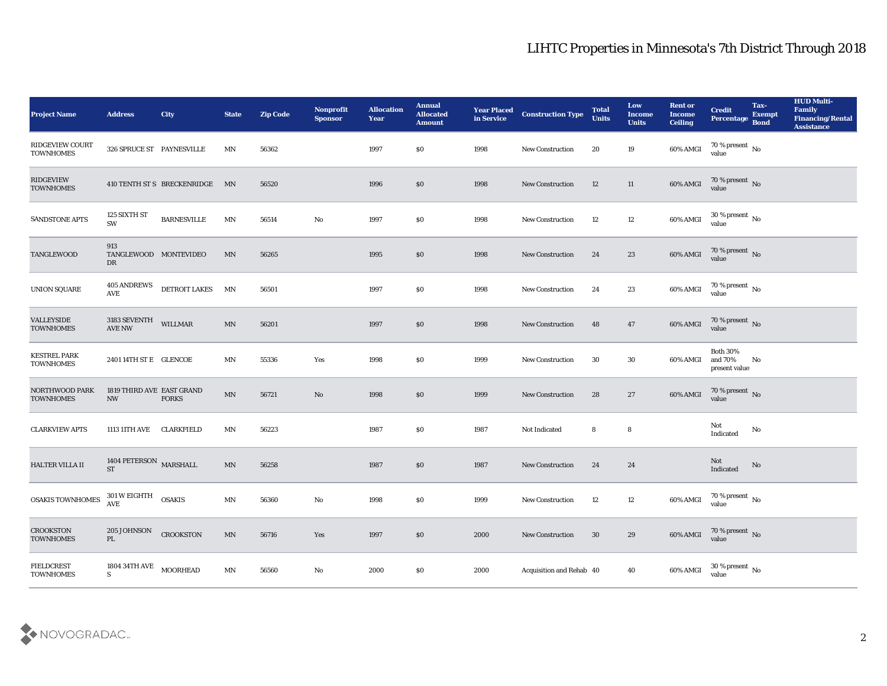# LIHTC Properties in Minnesota's 7th District Through 2018

| Project Name | Address | City | State | Zip Code | Nonprofit Sponsor | Allocation Year | Annual Allocated Amount | Year Placed in Service | Construction Type | Total Units | Low Income Units | Rent or Income Ceiling | Credit Percentage | Tax-Exempt Bond | HUD Multi-Family Financing/Rental Assistance |
|---|---|---|---|---|---|---|---|---|---|---|---|---|---|---|---|
| RIDGEVIEW COURT TOWNHOMES | 326 SPRUCE ST | PAYNESVILLE | MN | 56362 | | 1997 | $0 | 1998 | New Construction | 20 | 19 | 60% AMGI | 70 % present value | No | |
| RIDGEVIEW TOWNHOMES | 410 TENTH ST S | BRECKENRIDGE | MN | 56520 | | 1996 | $0 | 1998 | New Construction | 12 | 11 | 60% AMGI | 70 % present value | No | |
| SANDSTONE APTS | 125 SIXTH ST SW | BARNESVILLE | MN | 56514 | No | 1997 | $0 | 1998 | New Construction | 12 | 12 | 60% AMGI | 30 % present value | No | |
| TANGLEWOOD | 913 TANGLEWOOD DR | MONTEVIDEO | MN | 56265 | | 1995 | $0 | 1998 | New Construction | 24 | 23 | 60% AMGI | 70 % present value | No | |
| UNION SQUARE | 405 ANDREWS AVE | DETROIT LAKES | MN | 56501 | | 1997 | $0 | 1998 | New Construction | 24 | 23 | 60% AMGI | 70 % present value | No | |
| VALLEYSIDE TOWNHOMES | 3183 SEVENTH AVE NW | WILLMAR | MN | 56201 | | 1997 | $0 | 1998 | New Construction | 48 | 47 | 60% AMGI | 70 % present value | No | |
| KESTREL PARK TOWNHOMES | 2401 14TH ST E | GLENCOE | MN | 55336 | Yes | 1998 | $0 | 1999 | New Construction | 30 | 30 | 60% AMGI | Both 30% and 70% present value | No | |
| NORTHWOOD PARK TOWNHOMES | 1819 THIRD AVE NW | EAST GRAND FORKS | MN | 56721 | No | 1998 | $0 | 1999 | New Construction | 28 | 27 | 60% AMGI | 70 % present value | No | |
| CLARKVIEW APTS | 1113 11TH AVE | CLARKFIELD | MN | 56223 | | 1987 | $0 | 1987 | Not Indicated | 8 | 8 | | Not Indicated | No | |
| HALTER VILLA II | 1404 PETERSON ST | MARSHALL | MN | 56258 | | 1987 | $0 | 1987 | New Construction | 24 | 24 | | Not Indicated | No | |
| OSAKIS TOWNHOMES | 301 W EIGHTH AVE | OSAKIS | MN | 56360 | No | 1998 | $0 | 1999 | New Construction | 12 | 12 | 60% AMGI | 70 % present value | No | |
| CROOKSTON TOWNHOMES | 205 JOHNSON PL | CROOKSTON | MN | 56716 | Yes | 1997 | $0 | 2000 | New Construction | 30 | 29 | 60% AMGI | 70 % present value | No | |
| FIELDCREST TOWNHOMES | 1804 34TH AVE S | MOORHEAD | MN | 56560 | No | 2000 | $0 | 2000 | Acquisition and Rehab | 40 | 40 | 60% AMGI | 30 % present value | No | |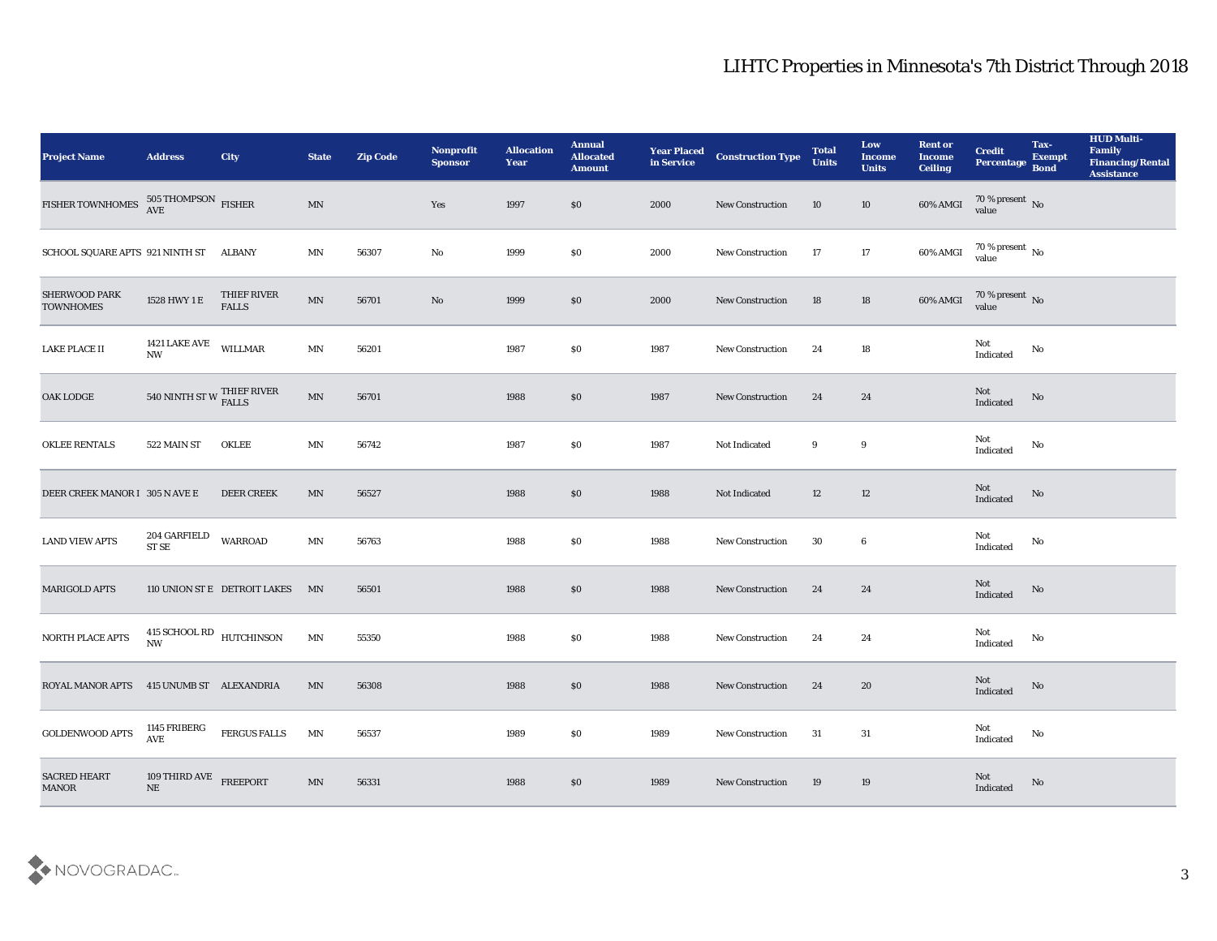# LIHTC Properties in Minnesota's 7th District Through 2018

| Project Name | Address | City | State | Zip Code | Nonprofit Sponsor | Allocation Year | Annual Allocated Amount | Year Placed in Service | Construction Type | Total Units | Low Income Units | Rent or Income Ceiling | Credit Percentage | Tax-Exempt Bond | HUD Multi-Family Financing/Rental Assistance |
|---|---|---|---|---|---|---|---|---|---|---|---|---|---|---|---|
| FISHER TOWNHOMES | 505 THOMPSON AVE | FISHER | MN | | Yes | 1997 | $0 | 2000 | New Construction | 10 | 10 | 60% AMGI | 70 % present value | No | |
| SCHOOL SQUARE APTS | 921 NINTH ST | ALBANY | MN | 56307 | No | 1999 | $0 | 2000 | New Construction | 17 | 17 | 60% AMGI | 70 % present value | No | |
| SHERWOOD PARK TOWNHOMES | 1528 HWY 1 E | THIEF RIVER FALLS | MN | 56701 | No | 1999 | $0 | 2000 | New Construction | 18 | 18 | 60% AMGI | 70 % present value | No | |
| LAKE PLACE II | 1421 LAKE AVE NW | WILLMAR | MN | 56201 | | 1987 | $0 | 1987 | New Construction | 24 | 18 | | Not Indicated | No | |
| OAK LODGE | 540 NINTH ST W | THIEF RIVER FALLS | MN | 56701 | | 1988 | $0 | 1987 | New Construction | 24 | 24 | | Not Indicated | No | |
| OKLEE RENTALS | 522 MAIN ST | OKLEE | MN | 56742 | | 1987 | $0 | 1987 | Not Indicated | 9 | 9 | | Not Indicated | No | |
| DEER CREEK MANOR I | 305 N AVE E | DEER CREEK | MN | 56527 | | 1988 | $0 | 1988 | Not Indicated | 12 | 12 | | Not Indicated | No | |
| LAND VIEW APTS | 204 GARFIELD ST SE | WARROAD | MN | 56763 | | 1988 | $0 | 1988 | New Construction | 30 | 6 | | Not Indicated | No | |
| MARIGOLD APTS | 110 UNION ST E | DETROIT LAKES | MN | 56501 | | 1988 | $0 | 1988 | New Construction | 24 | 24 | | Not Indicated | No | |
| NORTH PLACE APTS | 415 SCHOOL RD NW | HUTCHINSON | MN | 55350 | | 1988 | $0 | 1988 | New Construction | 24 | 24 | | Not Indicated | No | |
| ROYAL MANOR APTS | 415 UNUMB ST | ALEXANDRIA | MN | 56308 | | 1988 | $0 | 1988 | New Construction | 24 | 20 | | Not Indicated | No | |
| GOLDENWOOD APTS | 1145 FRIBERG AVE | FERGUS FALLS | MN | 56537 | | 1989 | $0 | 1989 | New Construction | 31 | 31 | | Not Indicated | No | |
| SACRED HEART MANOR | 109 THIRD AVE NE | FREEPORT | MN | 56331 | | 1988 | $0 | 1989 | New Construction | 19 | 19 | | Not Indicated | No | |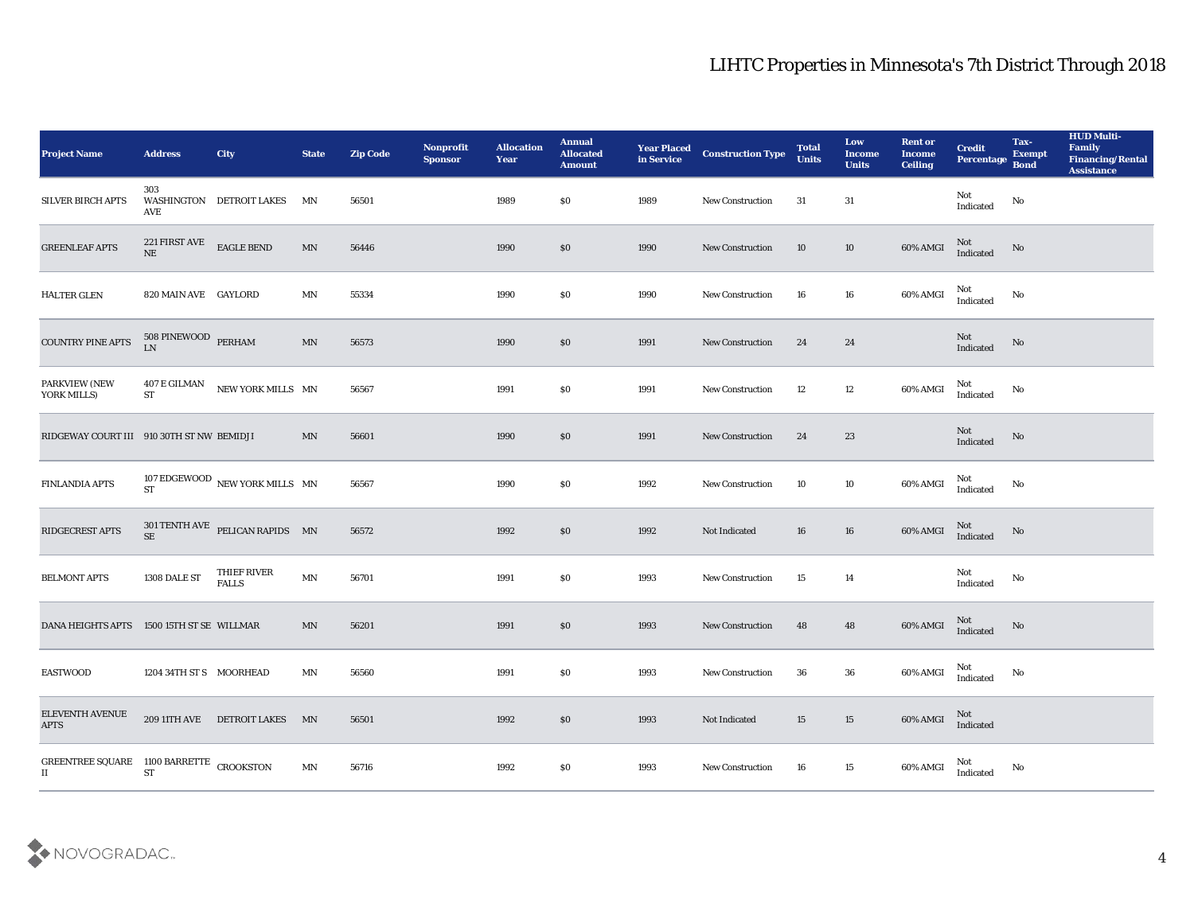# LIHTC Properties in Minnesota's 7th District Through 2018

| Project Name | Address | City | State | Zip Code | Nonprofit Sponsor | Allocation Year | Annual Allocated Amount | Year Placed in Service | Construction Type | Total Units | Low Income Units | Rent or Income Ceiling | Credit Percentage | Tax-Exempt Bond | HUD Multi-Family Financing/Rental Assistance |
|---|---|---|---|---|---|---|---|---|---|---|---|---|---|---|---|
| SILVER BIRCH APTS | 303 WASHINGTON AVE | DETROIT LAKES | MN | 56501 | | 1989 | $0 | 1989 | New Construction | 31 | 31 | | Not Indicated | No | |
| GREENLEAF APTS | 221 FIRST AVE NE | EAGLE BEND | MN | 56446 | | 1990 | $0 | 1990 | New Construction | 10 | 10 | 60% AMGI | Not Indicated | No | |
| HALTER GLEN | 820 MAIN AVE | GAYLORD | MN | 55334 | | 1990 | $0 | 1990 | New Construction | 16 | 16 | 60% AMGI | Not Indicated | No | |
| COUNTRY PINE APTS | 508 PINEWOOD LN | PERHAM | MN | 56573 | | 1990 | $0 | 1991 | New Construction | 24 | 24 | | Not Indicated | No | |
| PARKVIEW (NEW YORK MILLS) | 407 E GILMAN ST | NEW YORK MILLS | MN | 56567 | | 1991 | $0 | 1991 | New Construction | 12 | 12 | 60% AMGI | Not Indicated | No | |
| RIDGEWAY COURT III | 910 30TH ST NW | BEMIDJI | MN | 56601 | | 1990 | $0 | 1991 | New Construction | 24 | 23 | | Not Indicated | No | |
| FINLANDIA APTS | 107 EDGEWOOD ST | NEW YORK MILLS | MN | 56567 | | 1990 | $0 | 1992 | New Construction | 10 | 10 | 60% AMGI | Not Indicated | No | |
| RIDGECREST APTS | 301 TENTH AVE SE | PELICAN RAPIDS | MN | 56572 | | 1992 | $0 | 1992 | Not Indicated | 16 | 16 | 60% AMGI | Not Indicated | No | |
| BELMONT APTS | 1308 DALE ST | THIEF RIVER FALLS | MN | 56701 | | 1991 | $0 | 1993 | New Construction | 15 | 14 | | Not Indicated | No | |
| DANA HEIGHTS APTS | 1500 15TH ST SE | WILLMAR | MN | 56201 | | 1991 | $0 | 1993 | New Construction | 48 | 48 | 60% AMGI | Not Indicated | No | |
| EASTWOOD | 1204 34TH ST S | MOORHEAD | MN | 56560 | | 1991 | $0 | 1993 | New Construction | 36 | 36 | 60% AMGI | Not Indicated | No | |
| ELEVENTH AVENUE APTS | 209 11TH AVE | DETROIT LAKES | MN | 56501 | | 1992 | $0 | 1993 | Not Indicated | 15 | 15 | 60% AMGI | Not Indicated | | |
| GREENTREE SQUARE II | 1100 BARRETTE ST | CROOKSTON | MN | 56716 | | 1992 | $0 | 1993 | New Construction | 16 | 15 | 60% AMGI | Not Indicated | No | |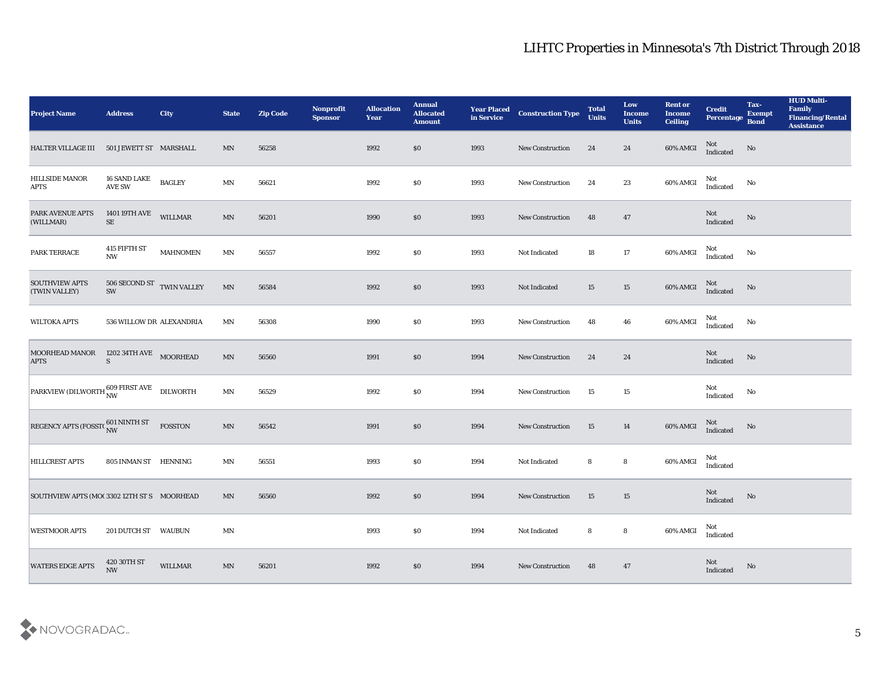# LIHTC Properties in Minnesota's 7th District Through 2018

| Project Name | Address | City | State | Zip Code | Nonprofit Sponsor | Allocation Year | Annual Allocated Amount | Year Placed in Service | Construction Type | Total Units | Low Income Units | Rent or Income Ceiling | Credit Percentage | Tax-Exempt Bond | HUD Multi-Family Financing/Rental Assistance |
|---|---|---|---|---|---|---|---|---|---|---|---|---|---|---|---|
| HALTER VILLAGE III | 501 JEWETT ST | MARSHALL | MN | 56258 | | 1992 | $0 | 1993 | New Construction | 24 | 24 | 60% AMGI | Not Indicated | No | |
| HILLSIDE MANOR APTS | 16 SAND LAKE AVE SW | BAGLEY | MN | 56621 | | 1992 | $0 | 1993 | New Construction | 24 | 23 | 60% AMGI | Not Indicated | No | |
| PARK AVENUE APTS (WILLMAR) | 1401 19TH AVE SE | WILLMAR | MN | 56201 | | 1990 | $0 | 1993 | New Construction | 48 | 47 | | Not Indicated | No | |
| PARK TERRACE | 415 FIFTH ST NW | MAHNOMEN | MN | 56557 | | 1992 | $0 | 1993 | Not Indicated | 18 | 17 | 60% AMGI | Not Indicated | No | |
| SOUTHVIEW APTS (TWIN VALLEY) | 506 SECOND ST SW | TWIN VALLEY | MN | 56584 | | 1992 | $0 | 1993 | Not Indicated | 15 | 15 | 60% AMGI | Not Indicated | No | |
| WILTOKA APTS | 536 WILLOW DR | ALEXANDRIA | MN | 56308 | | 1990 | $0 | 1993 | New Construction | 48 | 46 | 60% AMGI | Not Indicated | No | |
| MOORHEAD MANOR APTS | 1202 34TH AVE S | MOORHEAD | MN | 56560 | | 1991 | $0 | 1994 | New Construction | 24 | 24 | | Not Indicated | No | |
| PARKVIEW (DILWORTH | 609 FIRST AVE NW | DILWORTH | MN | 56529 | | 1992 | $0 | 1994 | New Construction | 15 | 15 | | Not Indicated | No | |
| REGENCY APTS (FOSSTO | 601 NINTH ST NW | FOSSTON | MN | 56542 | | 1991 | $0 | 1994 | New Construction | 15 | 14 | 60% AMGI | Not Indicated | No | |
| HILLCREST APTS | 805 INMAN ST | HENNING | MN | 56551 | | 1993 | $0 | 1994 | Not Indicated | 8 | 8 | 60% AMGI | Not Indicated | | |
| SOUTHVIEW APTS (MO( | 3302 12TH ST S | MOORHEAD | MN | 56560 | | 1992 | $0 | 1994 | New Construction | 15 | 15 | | Not Indicated | No | |
| WESTMOOR APTS | 201 DUTCH ST | WAUBUN | MN | | | 1993 | $0 | 1994 | Not Indicated | 8 | 8 | 60% AMGI | Not Indicated | | |
| WATERS EDGE APTS | 420 30TH ST NW | WILLMAR | MN | 56201 | | 1992 | $0 | 1994 | New Construction | 48 | 47 | | Not Indicated | No | |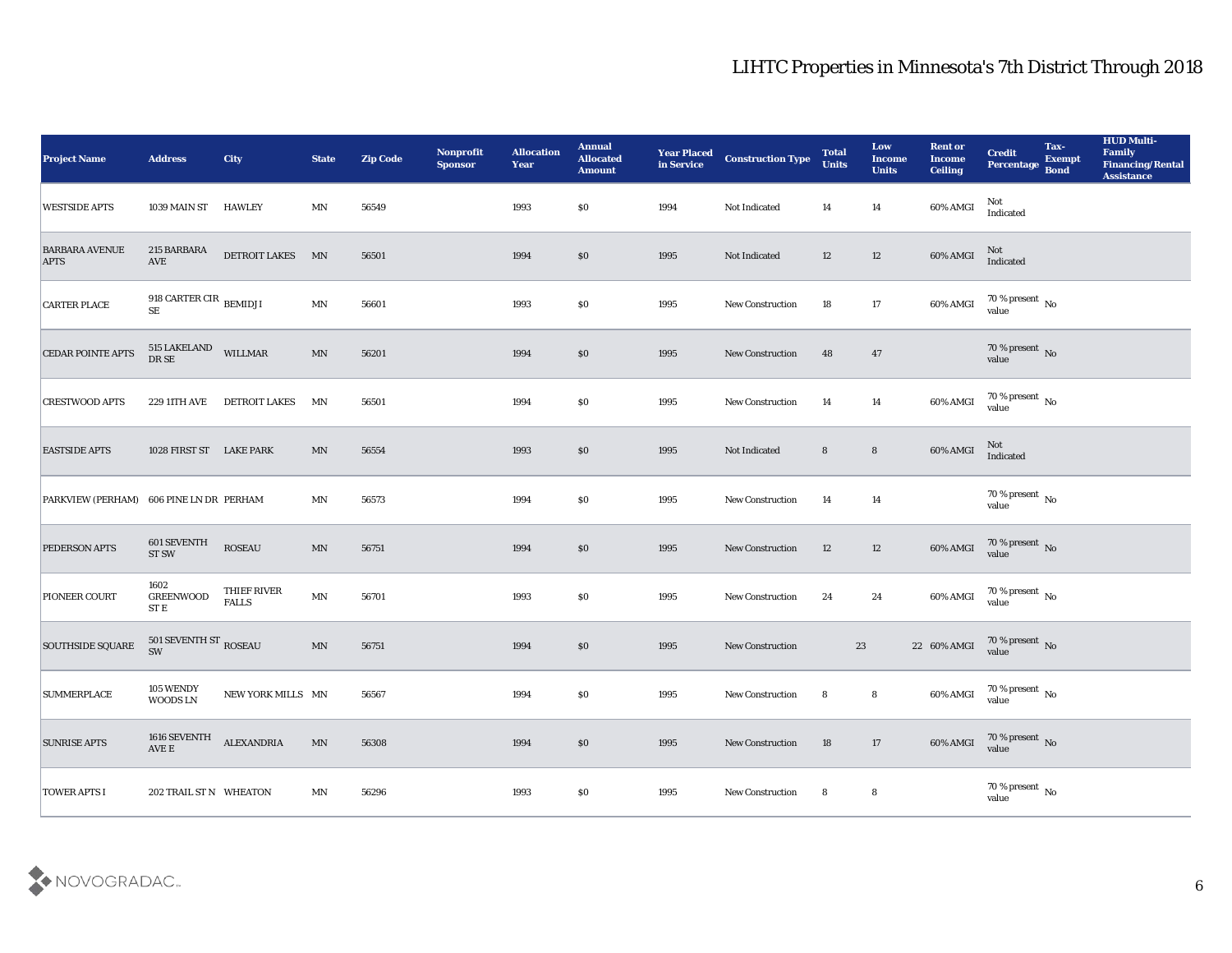| Project Name | Address | City | State | Zip Code | Nonprofit Sponsor | Allocation Year | Annual Allocated Amount | Year Placed in Service | Construction Type | Total Units | Low Income Units | Rent or Income Ceiling | Credit Percentage | Tax-Exempt Bond | HUD Multi-Family Financing/Rental Assistance |
|---|---|---|---|---|---|---|---|---|---|---|---|---|---|---|---|
| WESTSIDE APTS | 1039 MAIN ST | HAWLEY | MN | 56549 | | 1993 | $0 | 1994 | Not Indicated | 14 | 14 | 60% AMGI | Not Indicated | | |
| BARBARA AVENUE APTS | 215 BARBARA AVE | DETROIT LAKES | MN | 56501 | | 1994 | $0 | 1995 | Not Indicated | 12 | 12 | 60% AMGI | Not Indicated | | |
| CARTER PLACE | 918 CARTER CIR SE | BEMIDJI | MN | 56601 | | 1993 | $0 | 1995 | New Construction | 18 | 17 | 60% AMGI | 70 % present value | No | |
| CEDAR POINTE APTS | 515 LAKELAND DR SE | WILLMAR | MN | 56201 | | 1994 | $0 | 1995 | New Construction | 48 | 47 | | 70 % present value | No | |
| CRESTWOOD APTS | 229 11TH AVE | DETROIT LAKES | MN | 56501 | | 1994 | $0 | 1995 | New Construction | 14 | 14 | 60% AMGI | 70 % present value | No | |
| EASTSIDE APTS | 1028 FIRST ST | LAKE PARK | MN | 56554 | | 1993 | $0 | 1995 | Not Indicated | 8 | 8 | 60% AMGI | Not Indicated | | |
| PARKVIEW (PERHAM) | 606 PINE LN DR | PERHAM | MN | 56573 | | 1994 | $0 | 1995 | New Construction | 14 | 14 | | 70 % present value | No | |
| PEDERSON APTS | 601 SEVENTH ST SW | ROSEAU | MN | 56751 | | 1994 | $0 | 1995 | New Construction | 12 | 12 | 60% AMGI | 70 % present value | No | |
| PIONEER COURT | 1602 GREENWOOD ST E | THIEF RIVER FALLS | MN | 56701 | | 1993 | $0 | 1995 | New Construction | 24 | 24 | 60% AMGI | 70 % present value | No | |
| SOUTHSIDE SQUARE | 501 SEVENTH ST SW | ROSEAU | MN | 56751 | | 1994 | $0 | 1995 | New Construction | 23 | 22 | 60% AMGI | 70 % present value | No | |
| SUMMERPLACE | 105 WENDY WOODS LN | NEW YORK MILLS | MN | 56567 | | 1994 | $0 | 1995 | New Construction | 8 | 8 | 60% AMGI | 70 % present value | No | |
| SUNRISE APTS | 1616 SEVENTH AVE E | ALEXANDRIA | MN | 56308 | | 1994 | $0 | 1995 | New Construction | 18 | 17 | 60% AMGI | 70 % present value | No | |
| TOWER APTS I | 202 TRAIL ST N | WHEATON | MN | 56296 | | 1993 | $0 | 1995 | New Construction | 8 | 8 | | 70 % present value | No | |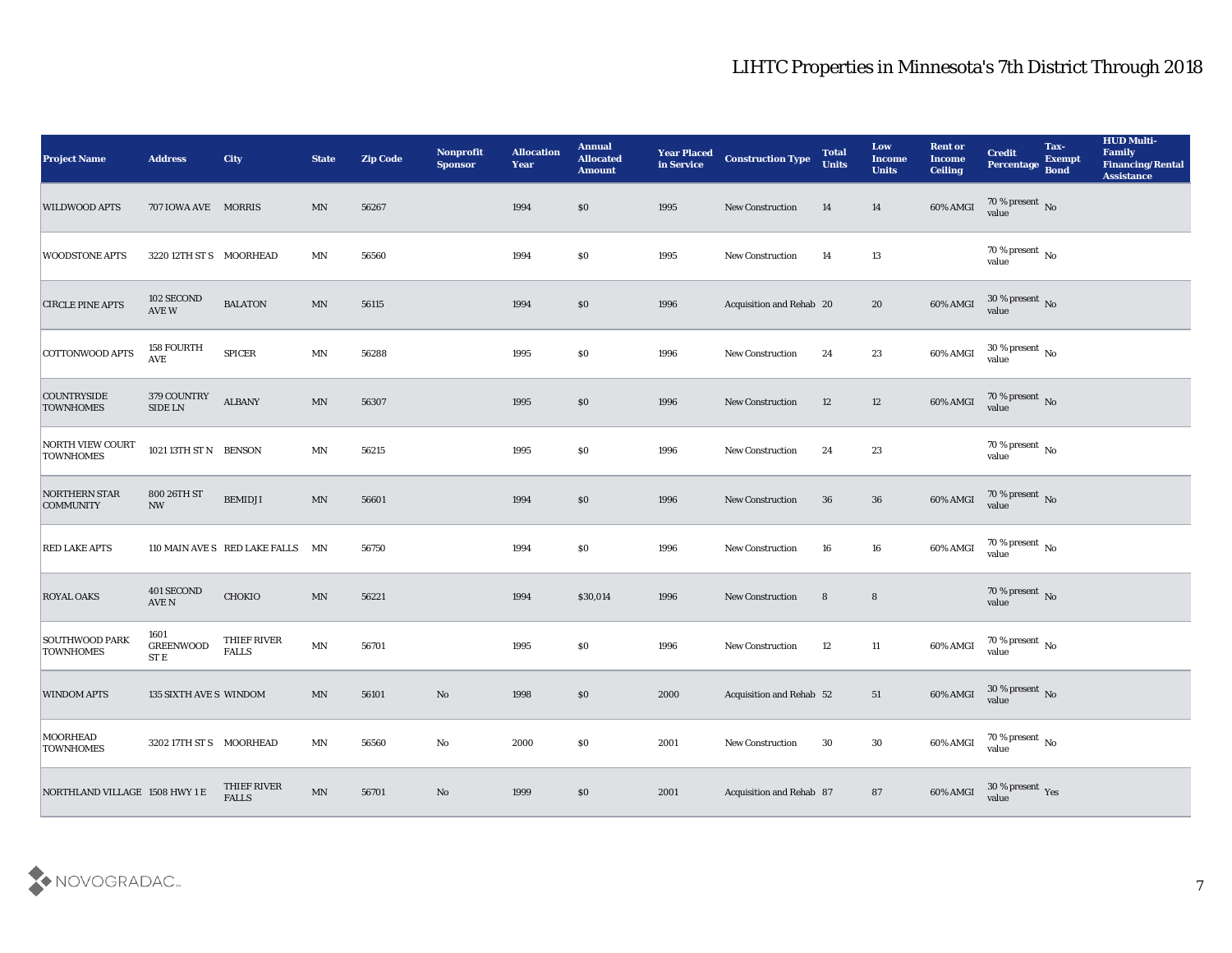# LIHTC Properties in Minnesota's 7th District Through 2018

| Project Name | Address | City | State | Zip Code | Nonprofit Sponsor | Allocation Year | Annual Allocated Amount | Year Placed in Service | Construction Type | Total Units | Low Income Units | Rent or Income Ceiling | Credit Percentage | Tax-Exempt Bond | HUD Multi-Family Financing/Rental Assistance |
|---|---|---|---|---|---|---|---|---|---|---|---|---|---|---|---|
| WILDWOOD APTS | 707 IOWA AVE | MORRIS | MN | 56267 | | 1994 | $0 | 1995 | New Construction | 14 | 14 | 60% AMGI | 70 % present value | No | |
| WOODSTONE APTS | 3220 12TH ST S | MOORHEAD | MN | 56560 | | 1994 | $0 | 1995 | New Construction | 14 | 13 | | 70 % present value | No | |
| CIRCLE PINE APTS | 102 SECOND AVE W | BALATON | MN | 56115 | | 1994 | $0 | 1996 | Acquisition and Rehab | 20 | 20 | 60% AMGI | 30 % present value | No | |
| COTTONWOOD APTS | 158 FOURTH AVE | SPICER | MN | 56288 | | 1995 | $0 | 1996 | New Construction | 24 | 23 | 60% AMGI | 30 % present value | No | |
| COUNTRYSIDE TOWNHOMES | 379 COUNTRY SIDE LN | ALBANY | MN | 56307 | | 1995 | $0 | 1996 | New Construction | 12 | 12 | 60% AMGI | 70 % present value | No | |
| NORTH VIEW COURT TOWNHOMES | 1021 13TH ST N | BENSON | MN | 56215 | | 1995 | $0 | 1996 | New Construction | 24 | 23 | | 70 % present value | No | |
| NORTHERN STAR COMMUNITY | 800 26TH ST NW | BEMIDJI | MN | 56601 | | 1994 | $0 | 1996 | New Construction | 36 | 36 | 60% AMGI | 70 % present value | No | |
| RED LAKE APTS | 110 MAIN AVE S | RED LAKE FALLS | MN | 56750 | | 1994 | $0 | 1996 | New Construction | 16 | 16 | 60% AMGI | 70 % present value | No | |
| ROYAL OAKS | 401 SECOND AVE N | CHOKIO | MN | 56221 | | 1994 | $30,014 | 1996 | New Construction | 8 | 8 | | 70 % present value | No | |
| SOUTHWOOD PARK TOWNHOMES | 1601 GREENWOOD ST E | THIEF RIVER FALLS | MN | 56701 | | 1995 | $0 | 1996 | New Construction | 12 | 11 | 60% AMGI | 70 % present value | No | |
| WINDOM APTS | 135 SIXTH AVE S | WINDOM | MN | 56101 | No | 1998 | $0 | 2000 | Acquisition and Rehab | 52 | 51 | 60% AMGI | 30 % present value | No | |
| MOORHEAD TOWNHOMES | 3202 17TH ST S | MOORHEAD | MN | 56560 | No | 2000 | $0 | 2001 | New Construction | 30 | 30 | 60% AMGI | 70 % present value | No | |
| NORTHLAND VILLAGE | 1508 HWY 1 E | THIEF RIVER FALLS | MN | 56701 | No | 1999 | $0 | 2001 | Acquisition and Rehab | 87 | 87 | 60% AMGI | 30 % present value | Yes | |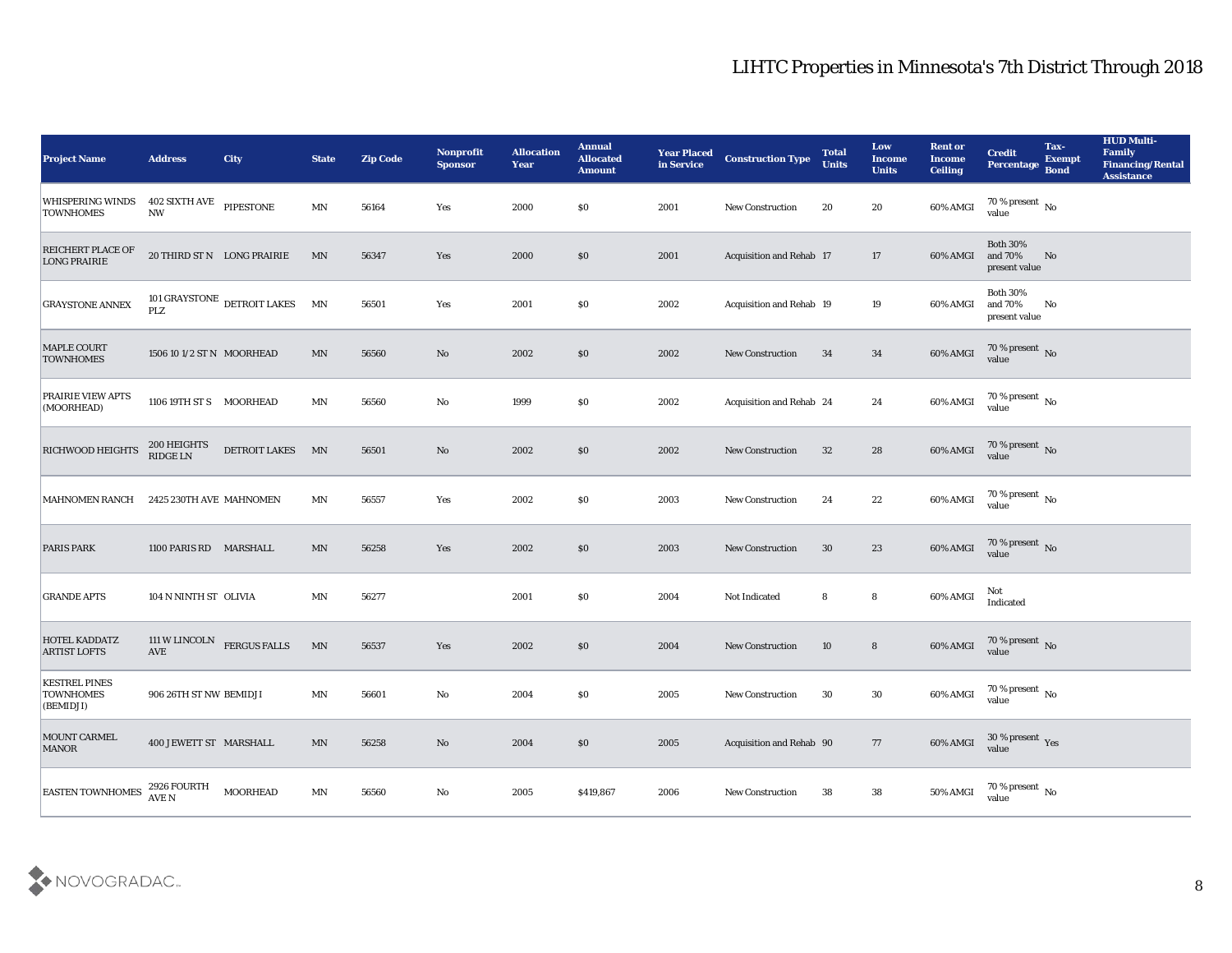# LIHTC Properties in Minnesota's 7th District Through 2018

| Project Name | Address | City | State | Zip Code | Nonprofit Sponsor | Allocation Year | Annual Allocated Amount | Year Placed in Service | Construction Type | Total Units | Low Income Units | Rent or Income Ceiling | Credit Percentage | Tax-Exempt Bond | HUD Multi-Family Financing/Rental Assistance |
|---|---|---|---|---|---|---|---|---|---|---|---|---|---|---|---|
| WHISPERING WINDS TOWNHOMES | 402 SIXTH AVE NW | PIPESTONE | MN | 56164 | Yes | 2000 | $0 | 2001 | New Construction | 20 | 20 | 60% AMGI | 70 % present value | No | |
| REICHERT PLACE OF LONG PRAIRIE | 20 THIRD ST N | LONG PRAIRIE | MN | 56347 | Yes | 2000 | $0 | 2001 | Acquisition and Rehab | 17 | 17 | 60% AMGI | Both 30% and 70% present value | No | |
| GRAYSTONE ANNEX | 101 GRAYSTONE PLZ | DETROIT LAKES | MN | 56501 | Yes | 2001 | $0 | 2002 | Acquisition and Rehab | 19 | 19 | 60% AMGI | Both 30% and 70% present value | No | |
| MAPLE COURT TOWNHOMES | 1506 10 1/2 ST N | MOORHEAD | MN | 56560 | No | 2002 | $0 | 2002 | New Construction | 34 | 34 | 60% AMGI | 70 % present value | No | |
| PRAIRIE VIEW APTS (MOORHEAD) | 1106 19TH ST S | MOORHEAD | MN | 56560 | No | 1999 | $0 | 2002 | Acquisition and Rehab | 24 | 24 | 60% AMGI | 70 % present value | No | |
| RICHWOOD HEIGHTS | 200 HEIGHTS RIDGE LN | DETROIT LAKES | MN | 56501 | No | 2002 | $0 | 2002 | New Construction | 32 | 28 | 60% AMGI | 70 % present value | No | |
| MAHNOMEN RANCH | 2425 230TH AVE | MAHNOMEN | MN | 56557 | Yes | 2002 | $0 | 2003 | New Construction | 24 | 22 | 60% AMGI | 70 % present value | No | |
| PARIS PARK | 1100 PARIS RD | MARSHALL | MN | 56258 | Yes | 2002 | $0 | 2003 | New Construction | 30 | 23 | 60% AMGI | 70 % present value | No | |
| GRANDE APTS | 104 N NINTH ST | OLIVIA | MN | 56277 | | 2001 | $0 | 2004 | Not Indicated | 8 | 8 | 60% AMGI | Not Indicated | | |
| HOTEL KADDATZ ARTIST LOFTS | 111 W LINCOLN AVE | FERGUS FALLS | MN | 56537 | Yes | 2002 | $0 | 2004 | New Construction | 10 | 8 | 60% AMGI | 70 % present value | No | |
| KESTREL PINES TOWNHOMES (BEMIDJI) | 906 26TH ST NW | BEMIDJI | MN | 56601 | No | 2004 | $0 | 2005 | New Construction | 30 | 30 | 60% AMGI | 70 % present value | No | |
| MOUNT CARMEL MANOR | 400 JEWETT ST | MARSHALL | MN | 56258 | No | 2004 | $0 | 2005 | Acquisition and Rehab | 90 | 77 | 60% AMGI | 30 % present value | Yes | |
| EASTEN TOWNHOMES | 2926 FOURTH AVE N | MOORHEAD | MN | 56560 | No | 2005 | $419,867 | 2006 | New Construction | 38 | 38 | 50% AMGI | 70 % present value | No | |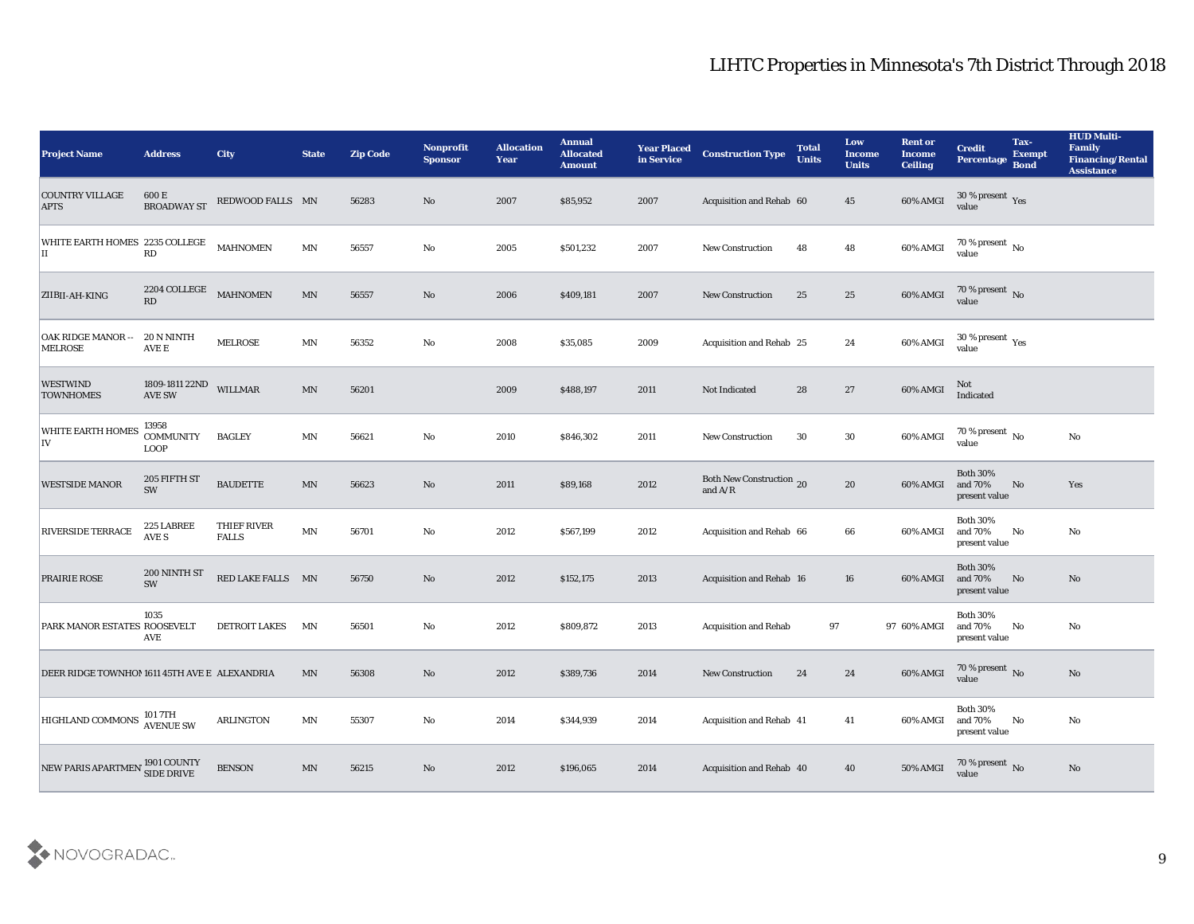# LIHTC Properties in Minnesota's 7th District Through 2018

| Project Name | Address | City | State | Zip Code | Nonprofit Sponsor | Allocation Year | Annual Allocated Amount | Year Placed in Service | Construction Type | Total Units | Low Income Units | Rent or Income Ceiling | Credit Percentage | Tax-Exempt Bond | HUD Multi-Family Financing/Rental Assistance |
|---|---|---|---|---|---|---|---|---|---|---|---|---|---|---|---|
| COUNTRY VILLAGE APTS | 600 E BROADWAY ST | REDWOOD FALLS | MN | 56283 | No | 2007 | $85,952 | 2007 | Acquisition and Rehab | 60 | 45 | 60% AMGI | 30 % present value | Yes | |
| WHITE EARTH HOMES II | 2235 COLLEGE RD | MAHNOMEN | MN | 56557 | No | 2005 | $501,232 | 2007 | New Construction | 48 | 48 | 60% AMGI | 70 % present value | No | |
| ZIIBII-AH-KING | 2204 COLLEGE RD | MAHNOMEN | MN | 56557 | No | 2006 | $409,181 | 2007 | New Construction | 25 | 25 | 60% AMGI | 70 % present value | No | |
| OAK RIDGE MANOR -- MELROSE | 20 N NINTH AVE E | MELROSE | MN | 56352 | No | 2008 | $35,085 | 2009 | Acquisition and Rehab | 25 | 24 | 60% AMGI | 30 % present value | Yes | |
| WESTWIND TOWNHOMES | 1809-1811 22ND AVE SW | WILLMAR | MN | 56201 | | 2009 | $488,197 | 2011 | Not Indicated | 28 | 27 | 60% AMGI | Not Indicated | | |
| WHITE EARTH HOMES IV | 13958 COMMUNITY LOOP | BAGLEY | MN | 56621 | No | 2010 | $846,302 | 2011 | New Construction | 30 | 30 | 60% AMGI | 70 % present value | No | No |
| WESTSIDE MANOR | 205 FIFTH ST SW | BAUDETTE | MN | 56623 | No | 2011 | $89,168 | 2012 | Both New Construction and A/R | 20 | 20 | 60% AMGI | Both 30% and 70% present value | No | Yes |
| RIVERSIDE TERRACE | 225 LABREE AVE S | THIEF RIVER FALLS | MN | 56701 | No | 2012 | $567,199 | 2012 | Acquisition and Rehab | 66 | 66 | 60% AMGI | Both 30% and 70% present value | No | No |
| PRAIRIE ROSE | 200 NINTH ST SW | RED LAKE FALLS | MN | 56750 | No | 2012 | $152,175 | 2013 | Acquisition and Rehab | 16 | 16 | 60% AMGI | Both 30% and 70% present value | No | No |
| PARK MANOR ESTATES | 1035 ROOSEVELT AVE | DETROIT LAKES | MN | 56501 | No | 2012 | $809,872 | 2013 | Acquisition and Rehab | 97 | 97 | 60% AMGI | Both 30% and 70% present value | No | No |
| DEER RIDGE TOWNHOI | 1611 45TH AVE E | ALEXANDRIA | MN | 56308 | No | 2012 | $389,736 | 2014 | New Construction | 24 | 24 | 60% AMGI | 70 % present value | No | No |
| HIGHLAND COMMONS | 101 7TH AVENUE SW | ARLINGTON | MN | 55307 | No | 2014 | $344,939 | 2014 | Acquisition and Rehab | 41 | 41 | 60% AMGI | Both 30% and 70% present value | No | No |
| NEW PARIS APARTMEN | 1901 COUNTY SIDE DRIVE | BENSON | MN | 56215 | No | 2012 | $196,065 | 2014 | Acquisition and Rehab | 40 | 40 | 50% AMGI | 70 % present value | No | No |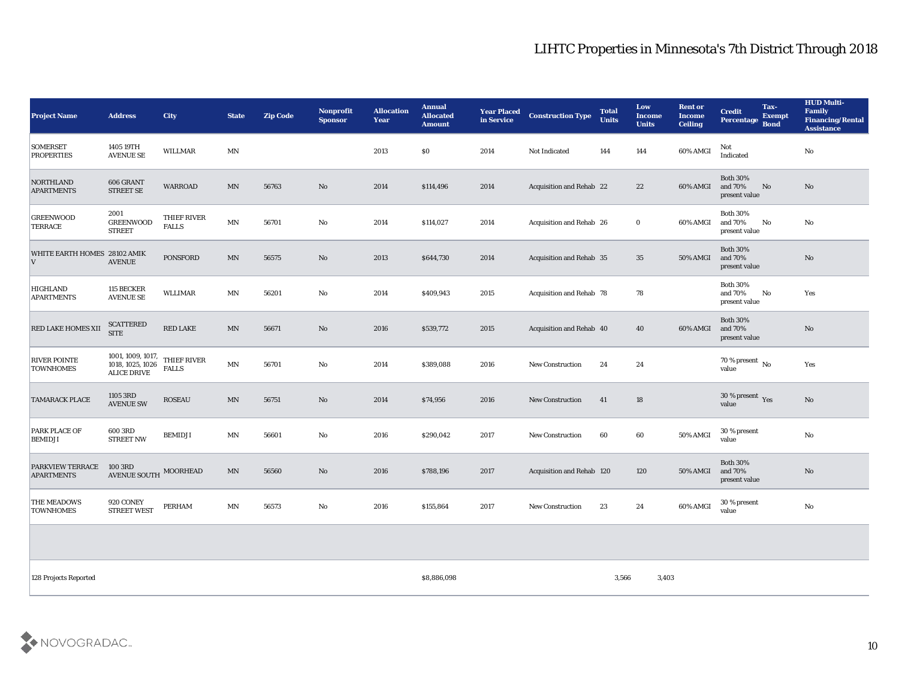# LIHTC Properties in Minnesota's 7th District Through 2018

| Project Name | Address | City | State | Zip Code | Nonprofit Sponsor | Allocation Year | Annual Allocated Amount | Year Placed in Service | Construction Type | Total Units | Low Income Units | Rent or Income Ceiling | Credit Percentage | Tax-Exempt Bond | HUD Multi-Family Financing/Rental Assistance |
|---|---|---|---|---|---|---|---|---|---|---|---|---|---|---|---|
| SOMERSET PROPERTIES | 1405 19TH AVENUE SE | WILLMAR | MN | | | 2013 | $0 | 2014 | Not Indicated | 144 | 144 | 60% AMGI | Not Indicated | | No |
| NORTHLAND APARTMENTS | 606 GRANT STREET SE | WARROAD | MN | 56763 | No | 2014 | $114,496 | 2014 | Acquisition and Rehab | 22 | 22 | 60% AMGI | Both 30% and 70% present value | No | No |
| GREENWOOD TERRACE | 2001 GREENWOOD STREET | THIEF RIVER FALLS | MN | 56701 | No | 2014 | $114,027 | 2014 | Acquisition and Rehab | 26 | 0 | 60% AMGI | Both 30% and 70% present value | No | No |
| WHITE EARTH HOMES V | 28102 AMIK AVENUE | PONSFORD | MN | 56575 | No | 2013 | $644,730 | 2014 | Acquisition and Rehab | 35 | 35 | 50% AMGI | Both 30% and 70% present value | | No |
| HIGHLAND APARTMENTS | 115 BECKER AVENUE SE | WLLIMAR | MN | 56201 | No | 2014 | $409,943 | 2015 | Acquisition and Rehab | 78 | 78 | | Both 30% and 70% present value | No | Yes |
| RED LAKE HOMES XII | SCATTERED SITE | RED LAKE | MN | 56671 | No | 2016 | $539,772 | 2015 | Acquisition and Rehab | 40 | 40 | 60% AMGI | Both 30% and 70% present value | | No |
| RIVER POINTE TOWNHOMES | 1001, 1009, 1017, 1018, 1025, 1026 ALICE DRIVE | THIEF RIVER FALLS | MN | 56701 | No | 2014 | $389,088 | 2016 | New Construction | 24 | 24 | | 70 % present value | No | Yes |
| TAMARACK PLACE | 1105 3RD AVENUE SW | ROSEAU | MN | 56751 | No | 2014 | $74,956 | 2016 | New Construction | 41 | 18 | | 30 % present value | Yes | No |
| PARK PLACE OF BEMIDJI | 600 3RD STREET NW | BEMIDJI | MN | 56601 | No | 2016 | $290,042 | 2017 | New Construction | 60 | 60 | 50% AMGI | 30 % present value | | No |
| PARKVIEW TERRACE APARTMENTS | 100 3RD AVENUE SOUTH | MOORHEAD | MN | 56560 | No | 2016 | $788,196 | 2017 | Acquisition and Rehab | 120 | 120 | 50% AMGI | Both 30% and 70% present value | | No |
| THE MEADOWS TOWNHOMES | 920 CONEY STREET WEST | PERHAM | MN | 56573 | No | 2016 | $155,864 | 2017 | New Construction | 23 | 24 | 60% AMGI | 30 % present value | | No |
| | | | | | | | | | | | | | | | |
| 128 Projects Reported | | | | | | | $8,886,098 | | | 3,566 | 3,403 | | | | |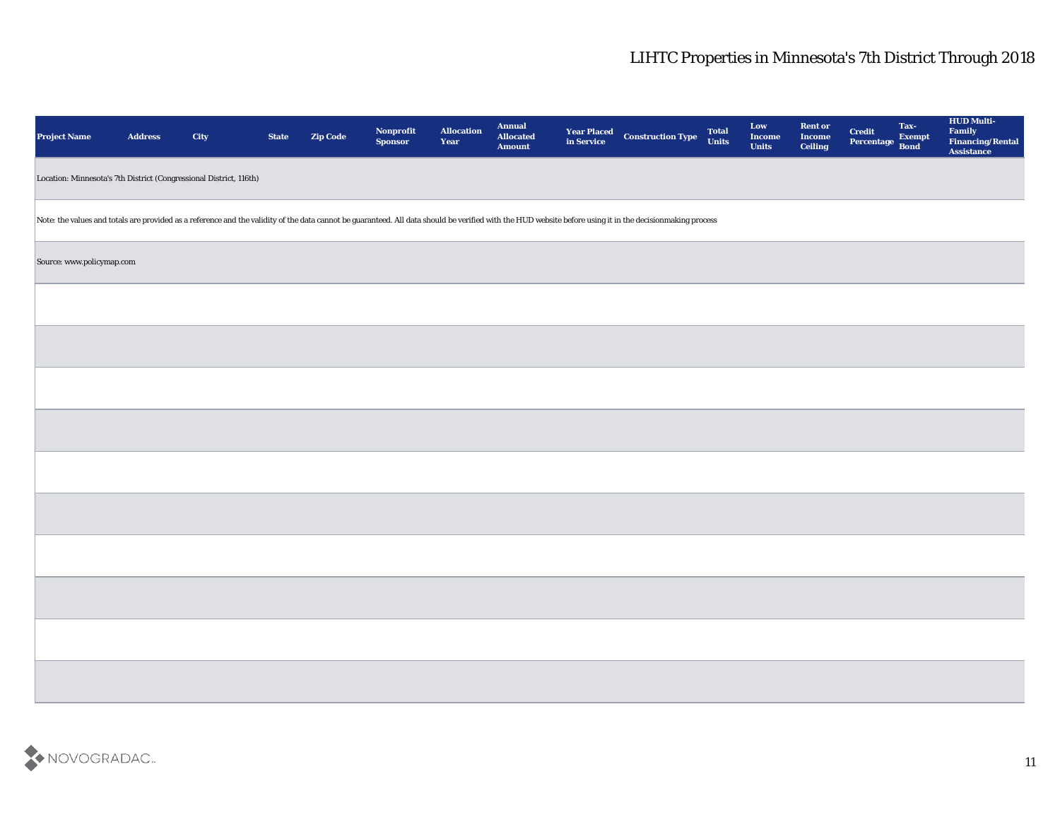# LIHTC Properties in Minnesota's 7th District Through 2018

| Project Name | Address | City | State | Zip Code | Nonprofit Sponsor | Allocation Year | Annual Allocated Amount | Year Placed in Service | Construction Type | Total Units | Low Income Units | Rent or Income Ceiling | Credit Percentage | Tax-Exempt Bond | HUD Multi-Family Financing/Rental Assistance |
|---|---|---|---|---|---|---|---|---|---|---|---|---|---|---|---|
| Location: Minnesota's 7th District (Congressional District, 116th) | | | | | | | | | | | | | | | |
| Note: the values and totals are provided as a reference and the validity of the data cannot be guaranteed. All data should be verified with the HUD website before using it in the decisionmaking process | | | | | | | | | | | | | | | |
| Source: www.policymap.com | | | | | | | | | | | | | | | |